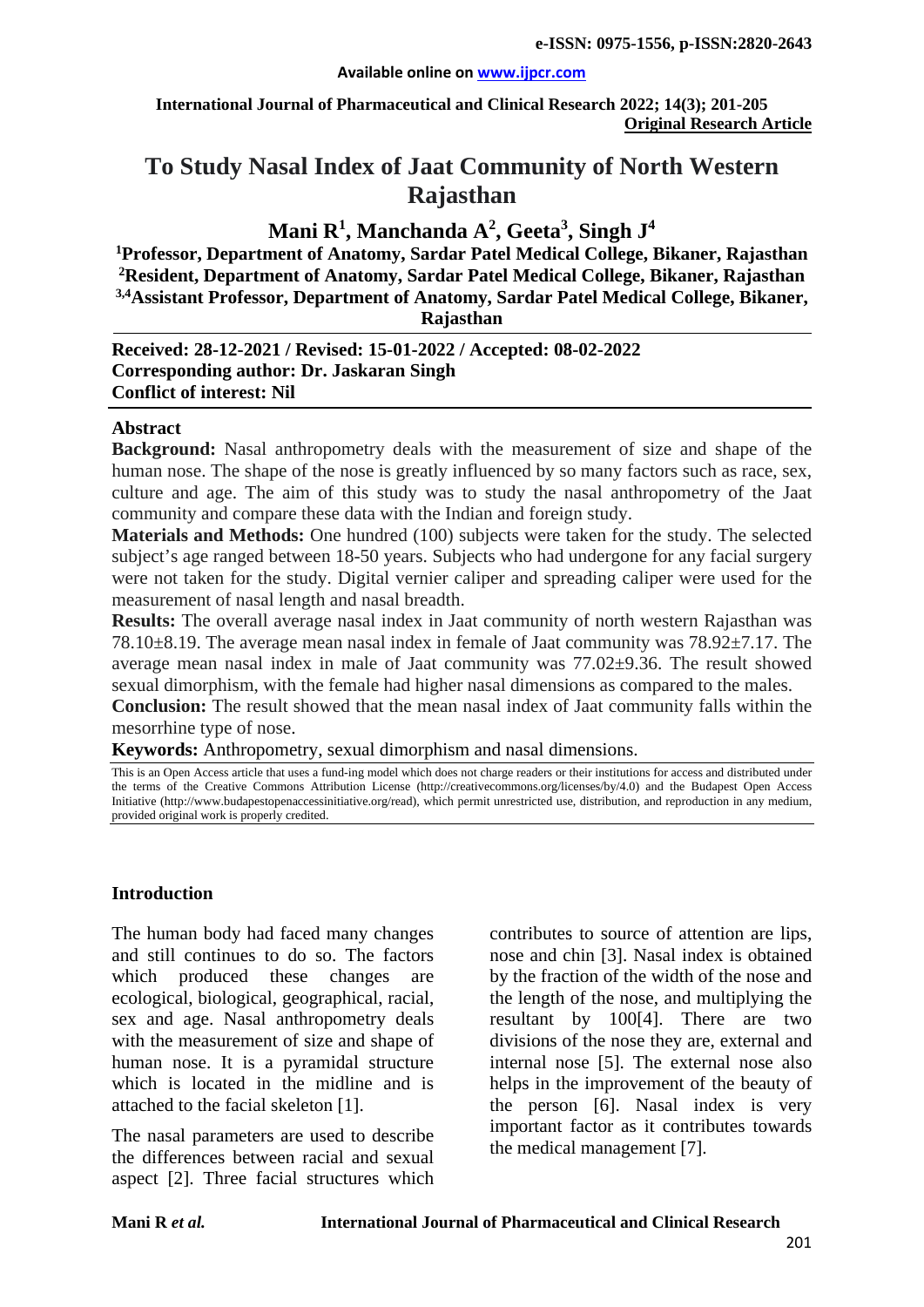e-ISSN: 0975-1556, p-ISSN:2820-2643

Available online on www.ijpcr.com

International Journal of Pharmaceutical and Clinical Research 2022; 14(3); 201-205

**Original Research Article**

# To Study Nasal Index of Jaat Community of North Western Rajasthan

**Mani R[1], Manchanda A[2], Geeta[3], Singh J[4]**

**[1]Professor, Department of Anatomy, Sardar Patel Medical College, Bikaner, Rajasthan**
**[2]Resident, Department of Anatomy, Sardar Patel Medical College, Bikaner, Rajasthan**
**[3,4]Assistant Professor, Department of Anatomy, Sardar Patel Medical College, Bikaner, Rajasthan**

**Received: 28-12-2021 / Revised: 15-01-2022 / Accepted: 08-02-2022**
**Corresponding author: Dr. Jaskaran Singh**
**Conflict of interest: Nil**

## Abstract

**Background:** Nasal anthropometry deals with the measurement of size and shape of the human nose. The shape of the nose is greatly influenced by so many factors such as race, sex, culture and age. The aim of this study was to study the nasal anthropometry of the Jaat community and compare these data with the Indian and foreign study.

**Materials and Methods:** One hundred (100) subjects were taken for the study. The selected subject's age ranged between 18-50 years. Subjects who had undergone for any facial surgery were not taken for the study. Digital vernier caliper and spreading caliper were used for the measurement of nasal length and nasal breadth.

**Results:** The overall average nasal index in Jaat community of north western Rajasthan was 78.10±8.19. The average mean nasal index in female of Jaat community was 78.92±7.17. The average mean nasal index in male of Jaat community was 77.02±9.36. The result showed sexual dimorphism, with the female had higher nasal dimensions as compared to the males.

**Conclusion:** The result showed that the mean nasal index of Jaat community falls within the mesorrhine type of nose.

**Keywords:** Anthropometry, sexual dimorphism and nasal dimensions.

This is an Open Access article that uses a fund-ing model which does not charge readers or their institutions for access and distributed under the terms of the Creative Commons Attribution License (http://creativecommons.org/licenses/by/4.0) and the Budapest Open Access Initiative (http://www.budapestopenaccessinitiative.org/read), which permit unrestricted use, distribution, and reproduction in any medium, provided original work is properly credited.

## Introduction

The human body had faced many changes and still continues to do so. The factors which produced these changes are ecological, biological, geographical, racial, sex and age. Nasal anthropometry deals with the measurement of size and shape of human nose. It is a pyramidal structure which is located in the midline and is attached to the facial skeleton [1].

The nasal parameters are used to describe the differences between racial and sexual aspect [2]. Three facial structures which contributes to source of attention are lips, nose and chin [3]. Nasal index is obtained by the fraction of the width of the nose and the length of the nose, and multiplying the resultant by 100[4]. There are two divisions of the nose they are, external and internal nose [5]. The external nose also helps in the improvement of the beauty of the person [6]. Nasal index is very important factor as it contributes towards the medical management [7].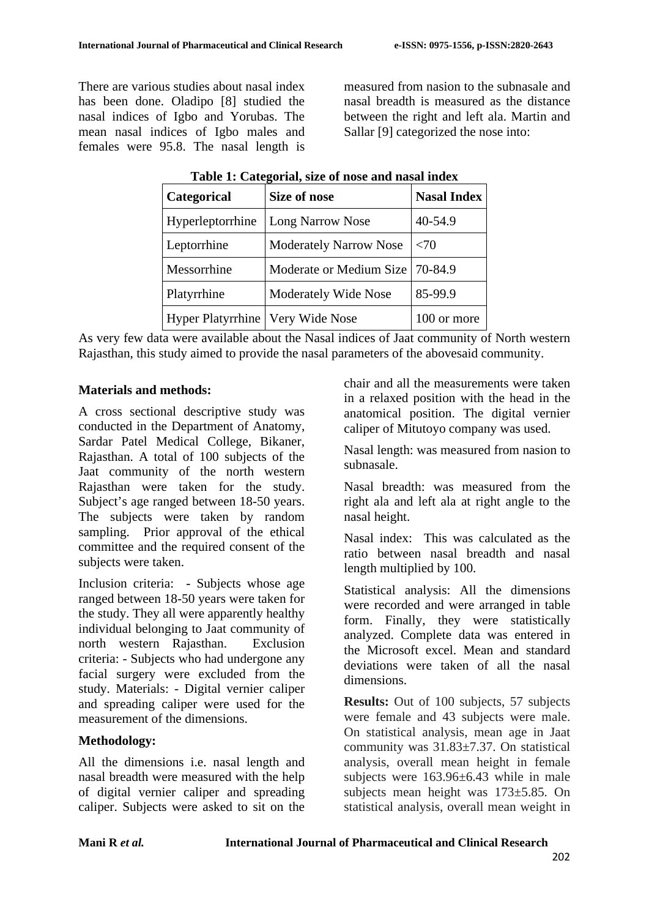There are various studies about nasal index has been done. Oladipo [8] studied the nasal indices of Igbo and Yorubas. The mean nasal indices of Igbo males and females were 95.8. The nasal length is measured from nasion to the subnasale and nasal breadth is measured as the distance between the right and left ala. Martin and Sallar [9] categorized the nose into:

**Table 1: Categorial, size of nose and nasal index**

| Categorical | Size of nose | Nasal Index |
|---|---|---|
| Hyperleptorrhine | Long Narrow Nose | 40-54.9 |
| Leptorrhine | Moderately Narrow Nose | <70 |
| Messorrhine | Moderate or Medium Size | 70-84.9 |
| Platyrrhine | Moderately Wide Nose | 85-99.9 |
| Hyper Platyrrhine | Very Wide Nose | 100 or more |

As very few data were available about the Nasal indices of Jaat community of North western Rajasthan, this study aimed to provide the nasal parameters of the abovesaid community.

## Materials and methods:

A cross sectional descriptive study was conducted in the Department of Anatomy, Sardar Patel Medical College, Bikaner, Rajasthan. A total of 100 subjects of the Jaat community of the north western Rajasthan were taken for the study. Subject's age ranged between 18-50 years. The subjects were taken by random sampling. Prior approval of the ethical committee and the required consent of the subjects were taken.

Inclusion criteria: - Subjects whose age ranged between 18-50 years were taken for the study. They all were apparently healthy individual belonging to Jaat community of north western Rajasthan. Exclusion criteria: - Subjects who had undergone any facial surgery were excluded from the study. Materials: - Digital vernier caliper and spreading caliper were used for the measurement of the dimensions.

### Methodology:

All the dimensions i.e. nasal length and nasal breadth were measured with the help of digital vernier caliper and spreading caliper. Subjects were asked to sit on the chair and all the measurements were taken in a relaxed position with the head in the anatomical position. The digital vernier caliper of Mitutoyo company was used.

Nasal length: was measured from nasion to subnasale.

Nasal breadth: was measured from the right ala and left ala at right angle to the nasal height.

Nasal index: This was calculated as the ratio between nasal breadth and nasal length multiplied by 100.

Statistical analysis: All the dimensions were recorded and were arranged in table form. Finally, they were statistically analyzed. Complete data was entered in the Microsoft excel. Mean and standard deviations were taken of all the nasal dimensions.

**Results:** Out of 100 subjects, 57 subjects were female and 43 subjects were male. On statistical analysis, mean age in Jaat community was 31.83±7.37. On statistical analysis, overall mean height in female subjects were 163.96±6.43 while in male subjects mean height was 173±5.85. On statistical analysis, overall mean weight in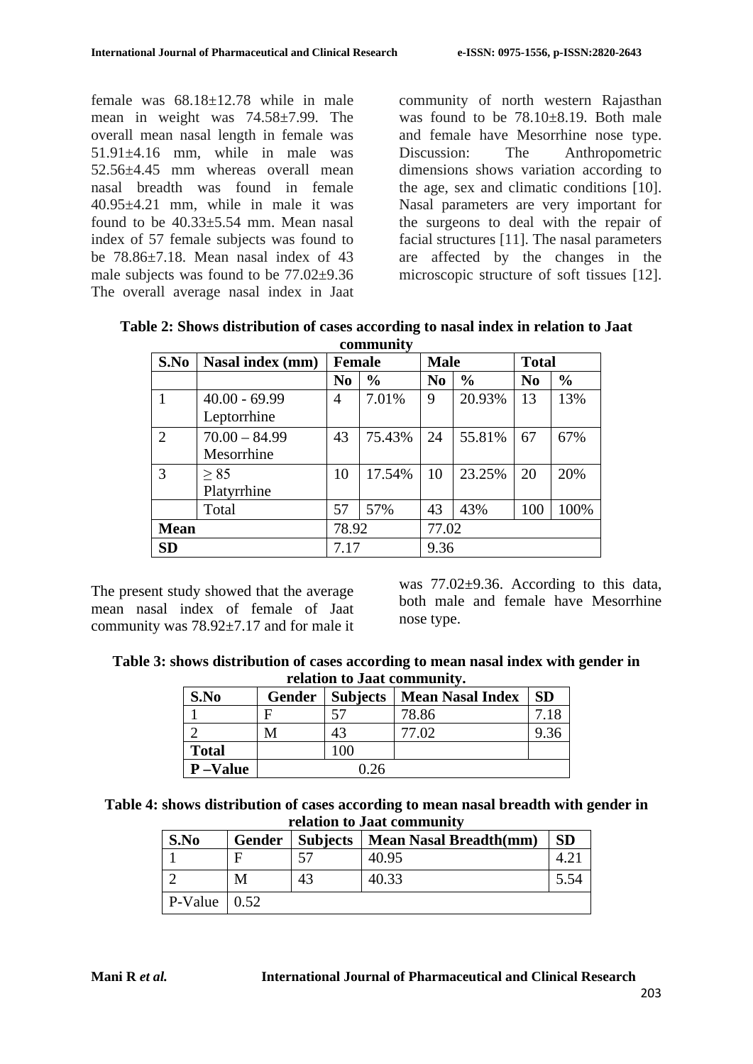female was 68.18±12.78 while in male mean in weight was 74.58±7.99. The overall mean nasal length in female was 51.91±4.16 mm, while in male was 52.56±4.45 mm whereas overall mean nasal breadth was found in female 40.95±4.21 mm, while in male it was found to be 40.33±5.54 mm. Mean nasal index of 57 female subjects was found to be 78.86±7.18. Mean nasal index of 43 male subjects was found to be 77.02±9.36 The overall average nasal index in Jaat community of north western Rajasthan was found to be 78.10±8.19. Both male and female have Mesorrhine nose type. Discussion: The Anthropometric dimensions shows variation according to the age, sex and climatic conditions [10]. Nasal parameters are very important for the surgeons to deal with the repair of facial structures [11]. The nasal parameters are affected by the changes in the microscopic structure of soft tissues [12].

**Table 2: Shows distribution of cases according to nasal index in relation to Jaat community**

| S.No | Nasal index (mm) | Female | | Male | | Total | |
|---|---|---|---|---|---|---|---|
| | | No | % | No | % | No | % |
| 1 | 40.00 - 69.99 Leptorrhine | 4 | 7.01% | 9 | 20.93% | 13 | 13% |
| 2 | 70.00 – 84.99 Mesorrhine | 43 | 75.43% | 24 | 55.81% | 67 | 67% |
| 3 | ≥ 85 Platyrrhine | 10 | 17.54% | 10 | 23.25% | 20 | 20% |
| | Total | 57 | 57% | 43 | 43% | 100 | 100% |
| **Mean** | | 78.92 | | 77.02 | | | |
| **SD** | | 7.17 | | 9.36 | | | |

The present study showed that the average mean nasal index of female of Jaat community was 78.92±7.17 and for male it was 77.02±9.36. According to this data, both male and female have Mesorrhine nose type.

**Table 3: shows distribution of cases according to mean nasal index with gender in relation to Jaat community.**

| S.No | Gender | Subjects | Mean Nasal Index | SD |
|---|---|---|---|---|
| 1 | F | 57 | 78.86 | 7.18 |
| 2 | M | 43 | 77.02 | 9.36 |
| **Total** | | 100 | | |
| **P –Value** | 0.26 | | | |

**Table 4: shows distribution of cases according to mean nasal breadth with gender in relation to Jaat community**

| S.No | Gender | Subjects | Mean Nasal Breadth(mm) | SD |
|---|---|---|---|---|
| 1 | F | 57 | 40.95 | 4.21 |
| 2 | M | 43 | 40.33 | 5.54 |
| P-Value | 0.52 | | | |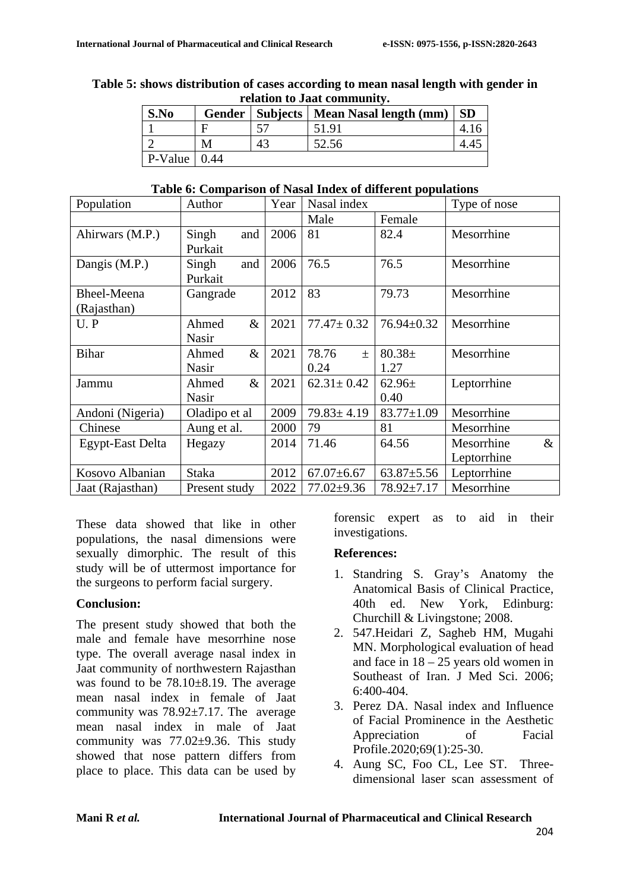**Table 5: shows distribution of cases according to mean nasal length with gender in relation to Jaat community.**

| S.No | Gender | Subjects | Mean Nasal length (mm) | SD |
|---|---|---|---|---|
| 1 | F | 57 | 51.91 | 4.16 |
| 2 | M | 43 | 52.56 | 4.45 |
| P-Value | 0.44 | | | |

**Table 6: Comparison of Nasal Index of different populations**

| Population | Author | Year | Nasal index | | Type of nose |
|---|---|---|---|---|---|
| | | | Male | Female | |
| Ahirwars (M.P.) | Singh and Purkait | 2006 | 81 | 82.4 | Mesorrhine |
| Dangis (M.P.) | Singh and Purkait | 2006 | 76.5 | 76.5 | Mesorrhine |
| Bheel-Meena (Rajasthan) | Gangrade | 2012 | 83 | 79.73 | Mesorrhine |
| U. P | Ahmed & Nasir | 2021 | 77.47± 0.32 | 76.94±0.32 | Mesorrhine |
| Bihar | Ahmed & Nasir | 2021 | 78.76 ± 0.24 | 80.38± 1.27 | Mesorrhine |
| Jammu | Ahmed & Nasir | 2021 | 62.31± 0.42 | 62.96± 0.40 | Leptorrhine |
| Andoni (Nigeria) | Oladipo et al | 2009 | 79.83± 4.19 | 83.77±1.09 | Mesorrhine |
| Chinese | Aung et al. | 2000 | 79 | 81 | Mesorrhine |
| Egypt-East Delta | Hegazy | 2014 | 71.46 | 64.56 | Mesorrhine & Leptorrhine |
| Kosovo Albanian | Staka | 2012 | 67.07±6.67 | 63.87±5.56 | Leptorrhine |
| Jaat (Rajasthan) | Present study | 2022 | 77.02±9.36 | 78.92±7.17 | Mesorrhine |

These data showed that like in other populations, the nasal dimensions were sexually dimorphic. The result of this study will be of uttermost importance for the surgeons to perform facial surgery.

## Conclusion:

The present study showed that both the male and female have mesorrhine nose type. The overall average nasal index in Jaat community of northwestern Rajasthan was found to be 78.10±8.19. The average mean nasal index in female of Jaat community was 78.92±7.17. The average mean nasal index in male of Jaat community was 77.02±9.36. This study showed that nose pattern differs from place to place. This data can be used by forensic expert as to aid in their investigations.

## References:

1. Standring S. Gray's Anatomy the Anatomical Basis of Clinical Practice, 40th ed. New York, Edinburg: Churchill & Livingstone; 2008.
2. 547.Heidari Z, Sagheb HM, Mugahi MN. Morphological evaluation of head and face in 18 – 25 years old women in Southeast of Iran. J Med Sci. 2006; 6:400-404.
3. Perez DA. Nasal index and Influence of Facial Prominence in the Aesthetic Appreciation of Facial Profile.2020;69(1):25-30.
4. Aung SC, Foo CL, Lee ST. Three-dimensional laser scan assessment of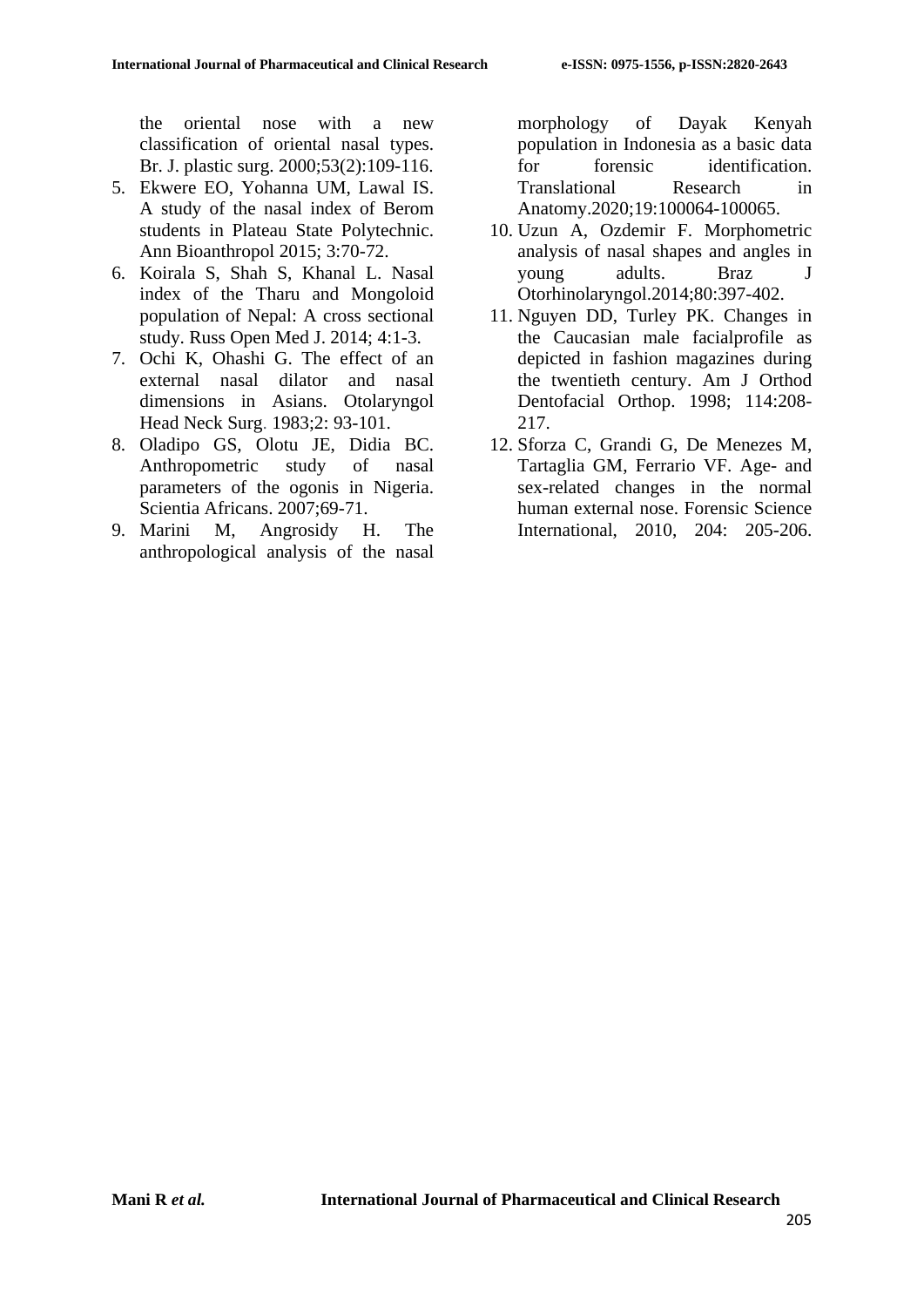the oriental nose with a new classification of oriental nasal types. Br. J. plastic surg. 2000;53(2):109-116.

5. Ekwere EO, Yohanna UM, Lawal IS. A study of the nasal index of Berom students in Plateau State Polytechnic. Ann Bioanthropol 2015; 3:70-72.
6. Koirala S, Shah S, Khanal L. Nasal index of the Tharu and Mongoloid population of Nepal: A cross sectional study. Russ Open Med J. 2014; 4:1-3.
7. Ochi K, Ohashi G. The effect of an external nasal dilator and nasal dimensions in Asians. Otolaryngol Head Neck Surg. 1983;2: 93-101.
8. Oladipo GS, Olotu JE, Didia BC. Anthropometric study of nasal parameters of the ogonis in Nigeria. Scientia Africans. 2007;69-71.
9. Marini M, Angrosidy H. The anthropological analysis of the nasal morphology of Dayak Kenyah population in Indonesia as a basic data for forensic identification. Translational Research in Anatomy.2020;19:100064-100065.
10. Uzun A, Ozdemir F. Morphometric analysis of nasal shapes and angles in young adults. Braz J Otorhinolaryngol.2014;80:397-402.
11. Nguyen DD, Turley PK. Changes in the Caucasian male facialprofile as depicted in fashion magazines during the twentieth century. Am J Orthod Dentofacial Orthop. 1998; 114:208-217.
12. Sforza C, Grandi G, De Menezes M, Tartaglia GM, Ferrario VF. Age- and sex-related changes in the normal human external nose. Forensic Science International, 2010, 204: 205-206.